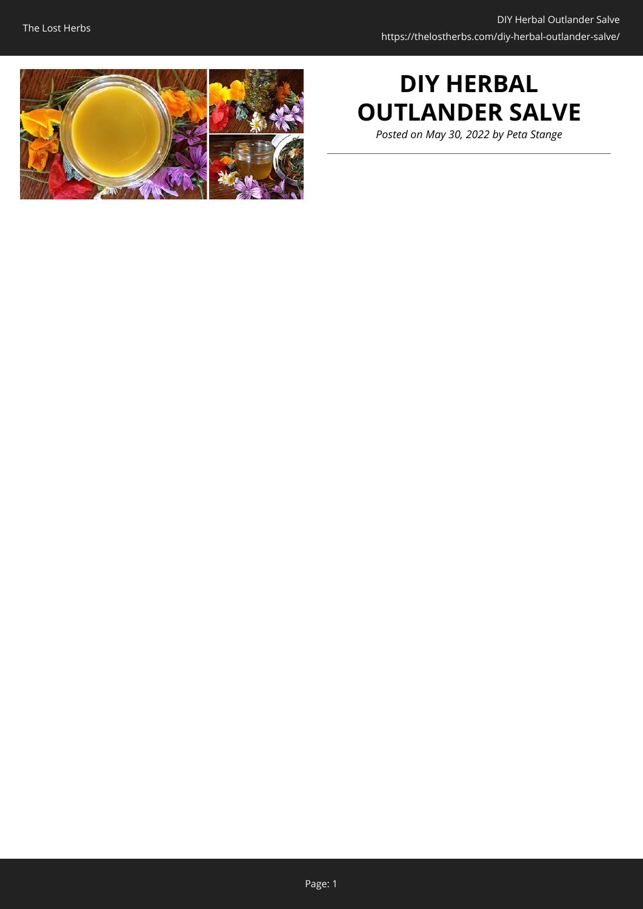# DIY HERBAL OUTLANDER SALVE

*Posted on May 30, 2022 by Peta Stange*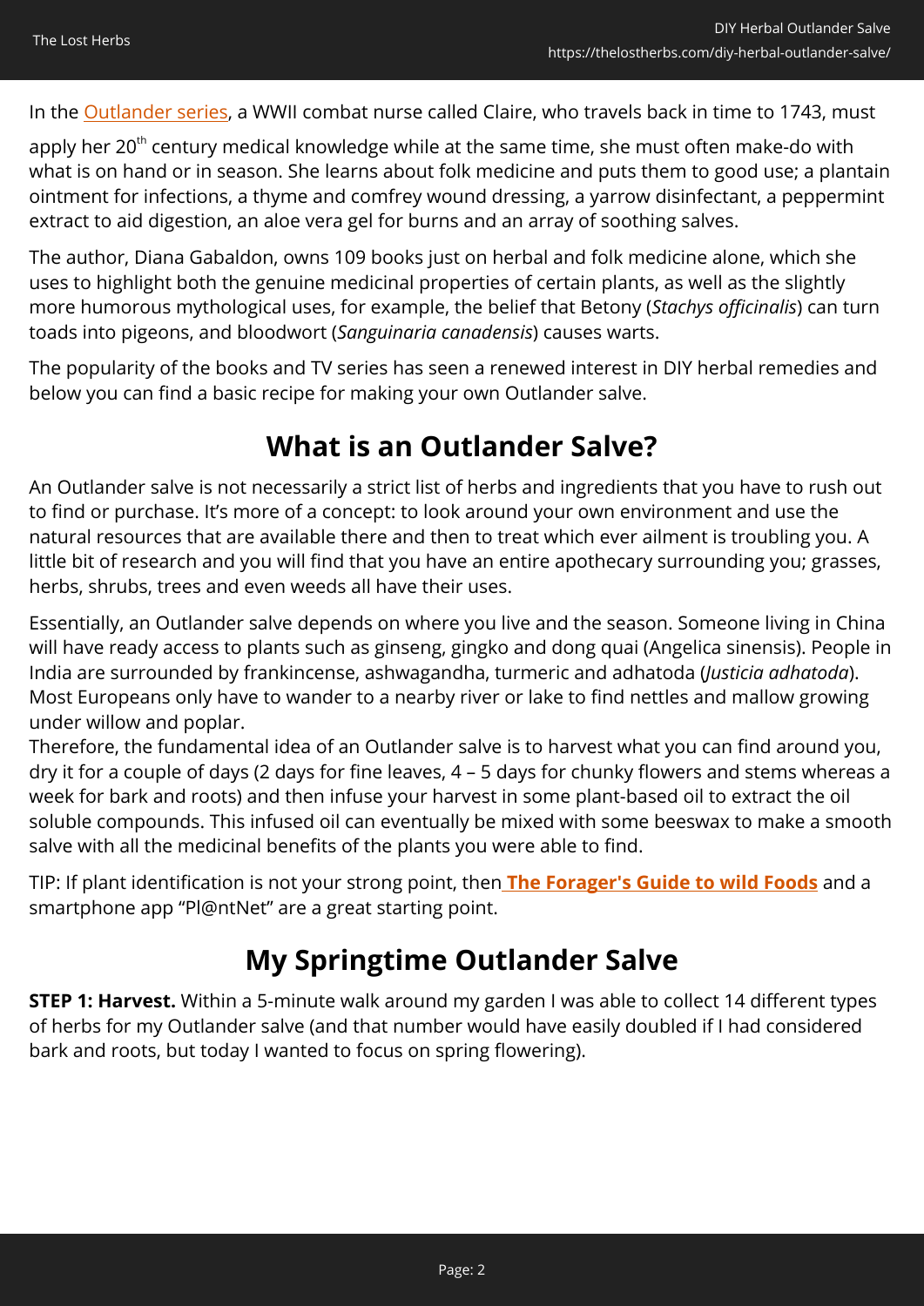In the Outlander series, a WWII combat nurse called Claire, who travels back in time to 1743, must apply her 20th century medical knowledge while at the same time, she must often make-do with what is on hand or in season. She learns about folk medicine and puts them to good use; a plantain ointment for infections, a thyme and comfrey wound dressing, a yarrow disinfectant, a peppermint extract to aid digestion, an aloe vera gel for burns and an array of soothing salves.

The author, Diana Gabaldon, owns 109 books just on herbal and folk medicine alone, which she uses to highlight both the genuine medicinal properties of certain plants, as well as the slightly more humorous mythological uses, for example, the belief that Betony (*Stachys officinalis*) can turn toads into pigeons, and bloodwort (*Sanguinaria canadensis*) causes warts.

The popularity of the books and TV series has seen a renewed interest in DIY herbal remedies and below you can find a basic recipe for making your own Outlander salve.

## What is an Outlander Salve?

An Outlander salve is not necessarily a strict list of herbs and ingredients that you have to rush out to find or purchase. It's more of a concept: to look around your own environment and use the natural resources that are available there and then to treat which ever ailment is troubling you. A little bit of research and you will find that you have an entire apothecary surrounding you; grasses, herbs, shrubs, trees and even weeds all have their uses.

Essentially, an Outlander salve depends on where you live and the season. Someone living in China will have ready access to plants such as ginseng, gingko and dong quai (Angelica sinensis). People in India are surrounded by frankincense, ashwagandha, turmeric and adhatoda (*Justicia adhatoda*). Most Europeans only have to wander to a nearby river or lake to find nettles and mallow growing under willow and poplar.

Therefore, the fundamental idea of an Outlander salve is to harvest what you can find around you, dry it for a couple of days (2 days for fine leaves, 4 – 5 days for chunky flowers and stems whereas a week for bark and roots) and then infuse your harvest in some plant-based oil to extract the oil soluble compounds. This infused oil can eventually be mixed with some beeswax to make a smooth salve with all the medicinal benefits of the plants you were able to find.

TIP: If plant identification is not your strong point, then **The Forager's Guide to wild Foods** and a smartphone app "Pl@ntNet" are a great starting point.

## My Springtime Outlander Salve

**STEP 1: Harvest.** Within a 5-minute walk around my garden I was able to collect 14 different types of herbs for my Outlander salve (and that number would have easily doubled if I had considered bark and roots, but today I wanted to focus on spring flowering).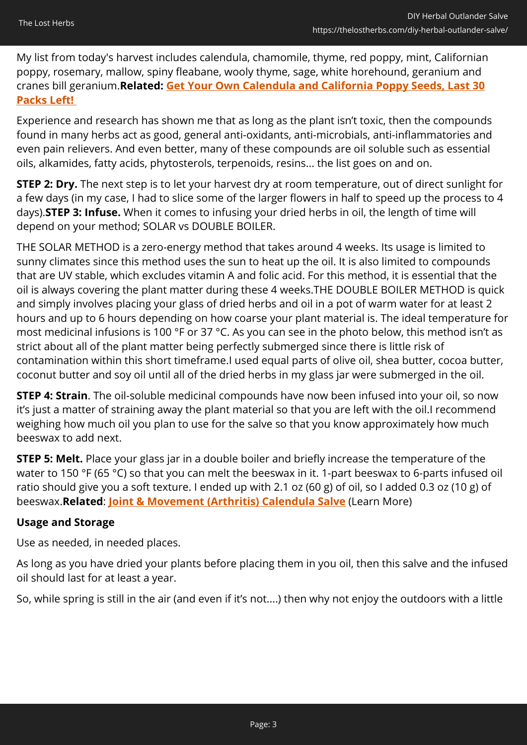My list from today's harvest includes calendula, chamomile, thyme, red poppy, mint, Californian poppy, rosemary, mallow, spiny fleabane, wooly thyme, sage, white horehound, geranium and cranes bill geranium.**Related: Get Your Own Calendula and California Poppy Seeds, Last 30 Packs Left!**

Experience and research has shown me that as long as the plant isn't toxic, then the compounds found in many herbs act as good, general anti-oxidants, anti-microbials, anti-inflammatories and even pain relievers. And even better, many of these compounds are oil soluble such as essential oils, alkamides, fatty acids, phytosterols, terpenoids, resins... the list goes on and on.

**STEP 2: Dry.** The next step is to let your harvest dry at room temperature, out of direct sunlight for a few days (in my case, I had to slice some of the larger flowers in half to speed up the process to 4 days).**STEP 3: Infuse.** When it comes to infusing your dried herbs in oil, the length of time will depend on your method; SOLAR vs DOUBLE BOILER.

THE SOLAR METHOD is a zero-energy method that takes around 4 weeks. Its usage is limited to sunny climates since this method uses the sun to heat up the oil. It is also limited to compounds that are UV stable, which excludes vitamin A and folic acid. For this method, it is essential that the oil is always covering the plant matter during these 4 weeks.THE DOUBLE BOILER METHOD is quick and simply involves placing your glass of dried herbs and oil in a pot of warm water for at least 2 hours and up to 6 hours depending on how coarse your plant material is. The ideal temperature for most medicinal infusions is 100 °F or 37 °C. As you can see in the photo below, this method isn't as strict about all of the plant matter being perfectly submerged since there is little risk of contamination within this short timeframe.I used equal parts of olive oil, shea butter, cocoa butter, coconut butter and soy oil until all of the dried herbs in my glass jar were submerged in the oil.

**STEP 4: Strain**. The oil-soluble medicinal compounds have now been infused into your oil, so now it's just a matter of straining away the plant material so that you are left with the oil.I recommend weighing how much oil you plan to use for the salve so that you know approximately how much beeswax to add next.

**STEP 5: Melt.** Place your glass jar in a double boiler and briefly increase the temperature of the water to 150 °F (65 °C) so that you can melt the beeswax in it. 1-part beeswax to 6-parts infused oil ratio should give you a soft texture. I ended up with 2.1 oz (60 g) of oil, so I added 0.3 oz (10 g) of beeswax.**Related**: **Joint & Movement (Arthritis) Calendula Salve** (Learn More)

### Usage and Storage

Use as needed, in needed places.

As long as you have dried your plants before placing them in you oil, then this salve and the infused oil should last for at least a year.

So, while spring is still in the air (and even if it's not....) then why not enjoy the outdoors with a little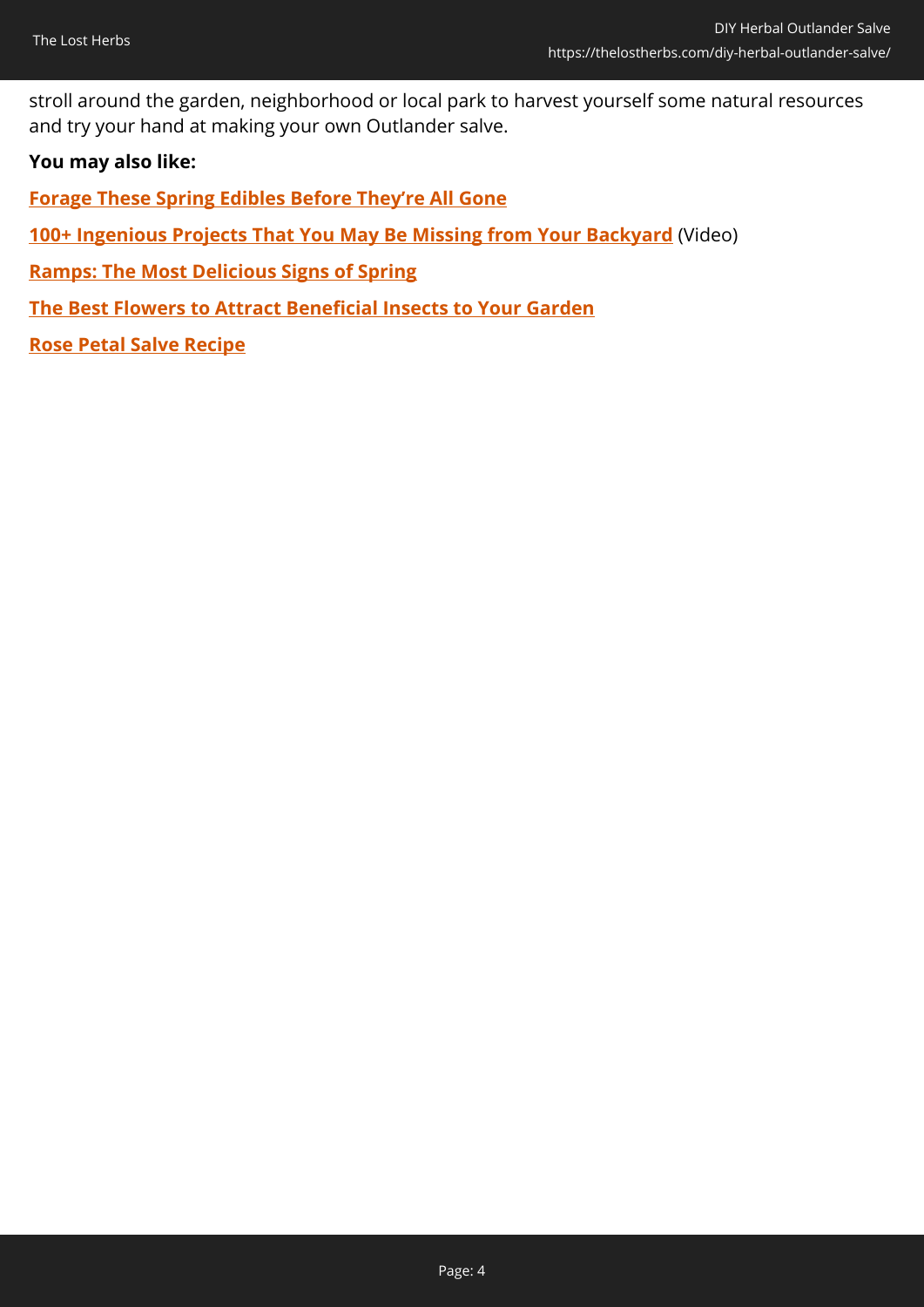stroll around the garden, neighborhood or local park to harvest yourself some natural resources and try your hand at making your own Outlander salve.

**You may also like:**

**Forage These Spring Edibles Before They're All Gone**

**100+ Ingenious Projects That You May Be Missing from Your Backyard** (Video)

**Ramps: The Most Delicious Signs of Spring**

**The Best Flowers to Attract Beneficial Insects to Your Garden**

**Rose Petal Salve Recipe**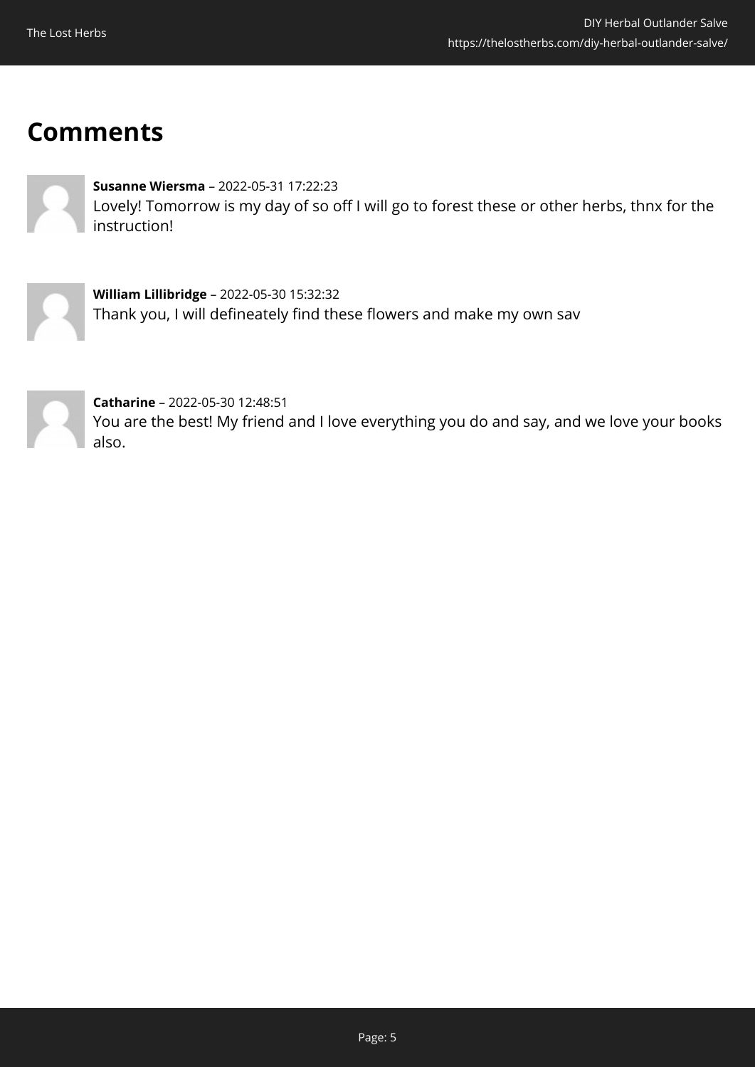## Comments

**Susanne Wiersma** – 2022-05-31 17:22:23
Lovely! Tomorrow is my day of so off I will go to forest these or other herbs, thnx for the instruction!

**William Lillibridge** – 2022-05-30 15:32:32
Thank you, I will defineately find these flowers and make my own sav

**Catharine** – 2022-05-30 12:48:51
You are the best! My friend and I love everything you do and say, and we love your books also.